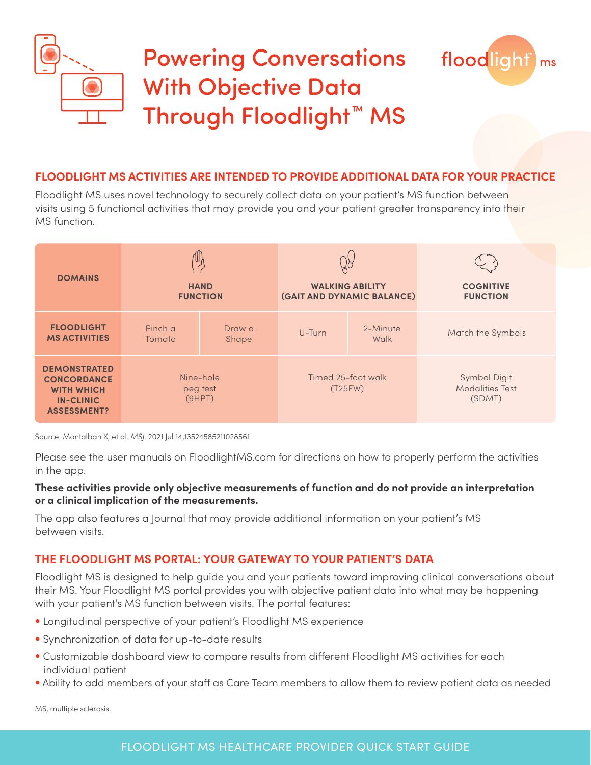# Powering Conversations With Objective Data Through Floodlight™ MS

floodlight™ ms

## FLOODLIGHT MS ACTIVITIES ARE INTENDED TO PROVIDE ADDITIONAL DATA FOR YOUR PRACTICE

Floodlight MS uses novel technology to securely collect data on your patient's MS function between visits using 5 functional activities that may provide you and your patient greater transparency into their MS function.

| DOMAINS | HAND FUNCTION | | WALKING ABILITY (GAIT AND DYNAMIC BALANCE) | | COGNITIVE FUNCTION |
|---|---|---|---|---|---|
| FLOODLIGHT MS ACTIVITIES | Pinch a Tomato | Draw a Shape | U-Turn | 2-Minute Walk | Match the Symbols |
| DEMONSTRATED CONCORDANCE WITH WHICH IN-CLINIC ASSESSMENT? | Nine-hole peg test (9HPT) | | Timed 25-foot walk (T25FW) | | Symbol Digit Modalities Test (SDMT) |

Source: Montalban X, et al. *MSJ*. 2021 Jul 14;13524585211028561

Please see the user manuals on FloodlightMS.com for directions on how to properly perform the activities in the app.

**These activities provide only objective measurements of function and do not provide an interpretation or a clinical implication of the measurements.**

The app also features a Journal that may provide additional information on your patient's MS between visits.

## THE FLOODLIGHT MS PORTAL: YOUR GATEWAY TO YOUR PATIENT'S DATA

Floodlight MS is designed to help guide you and your patients toward improving clinical conversations about their MS. Your Floodlight MS portal provides you with objective patient data into what may be happening with your patient's MS function between visits. The portal features:

- Longitudinal perspective of your patient's Floodlight MS experience
- Synchronization of data for up-to-date results
- Customizable dashboard view to compare results from different Floodlight MS activities for each individual patient
- Ability to add members of your staff as Care Team members to allow them to review patient data as needed

MS, multiple sclerosis.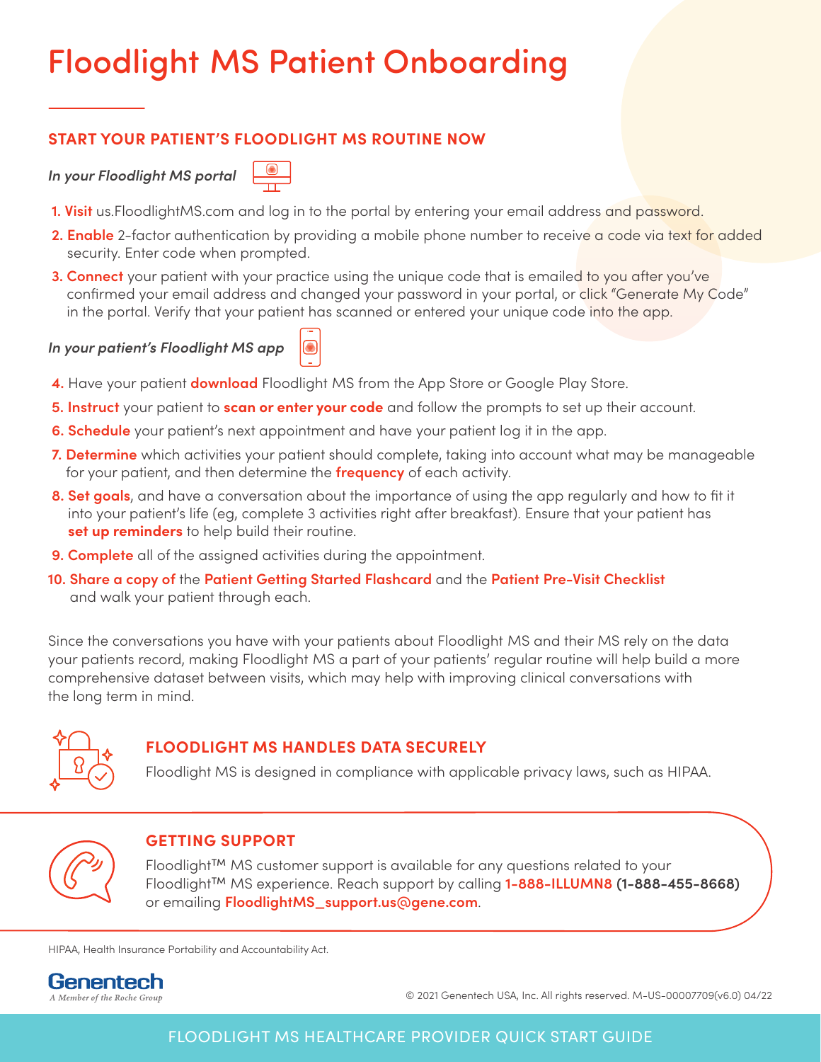# Floodlight MS Patient Onboarding

## START YOUR PATIENT'S FLOODLIGHT MS ROUTINE NOW

*In your Floodlight MS portal*

1. **Visit** us.FloodlightMS.com and log in to the portal by entering your email address and password.
2. **Enable** 2-factor authentication by providing a mobile phone number to receive a code via text for added security. Enter code when prompted.
3. **Connect** your patient with your practice using the unique code that is emailed to you after you've confirmed your email address and changed your password in your portal, or click "Generate My Code" in the portal. Verify that your patient has scanned or entered your unique code into the app.

*In your patient's Floodlight MS app*

4. Have your patient **download** Floodlight MS from the App Store or Google Play Store.
5. **Instruct** your patient to **scan or enter your code** and follow the prompts to set up their account.
6. **Schedule** your patient's next appointment and have your patient log it in the app.
7. **Determine** which activities your patient should complete, taking into account what may be manageable for your patient, and then determine the **frequency** of each activity.
8. **Set goals**, and have a conversation about the importance of using the app regularly and how to fit it into your patient's life (eg, complete 3 activities right after breakfast). Ensure that your patient has **set up reminders** to help build their routine.
9. **Complete** all of the assigned activities during the appointment.
10. **Share a copy of** the **Patient Getting Started Flashcard** and the **Patient Pre-Visit Checklist** and walk your patient through each.

Since the conversations you have with your patients about Floodlight MS and their MS rely on the data your patients record, making Floodlight MS a part of your patients' regular routine will help build a more comprehensive dataset between visits, which may help with improving clinical conversations with the long term in mind.

### FLOODLIGHT MS HANDLES DATA SECURELY

Floodlight MS is designed in compliance with applicable privacy laws, such as HIPAA.

### GETTING SUPPORT

Floodlight™ MS customer support is available for any questions related to your Floodlight™ MS experience. Reach support by calling **1-888-ILLUMN8 (1-888-455-8668)** or emailing **FloodlightMS_support.us@gene.com**.

HIPAA, Health Insurance Portability and Accountability Act.

Genentech
*A Member of the Roche Group*

© 2021 Genentech USA, Inc. All rights reserved. M-US-00007709(v6.0) 04/22

FLOODLIGHT MS HEALTHCARE PROVIDER QUICK START GUIDE